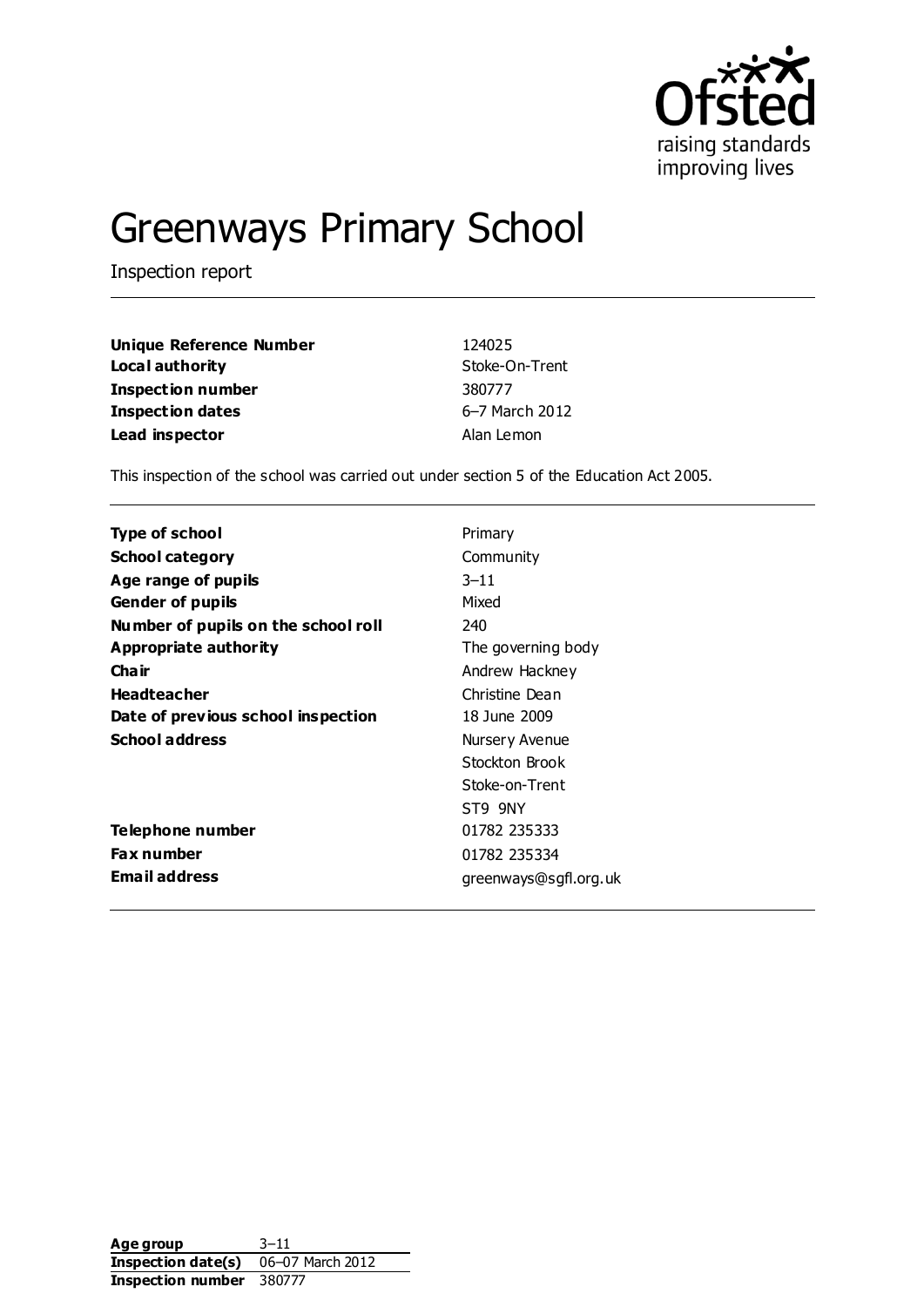# Greenways Primary School

Inspection report

| | |
|---|---|
| **Unique Reference Number** | 124025 |
| **Local authority** | Stoke-On-Trent |
| **Inspection number** | 380777 |
| **Inspection dates** | 6–7 March 2012 |
| **Lead inspector** | Alan Lemon |

This inspection of the school was carried out under section 5 of the Education Act 2005.

| | |
|---|---|
| **Type of school** | Primary |
| **School category** | Community |
| **Age range of pupils** | 3–11 |
| **Gender of pupils** | Mixed |
| **Number of pupils on the school roll** | 240 |
| **Appropriate authority** | The governing body |
| **Chair** | Andrew Hackney |
| **Headteacher** | Christine Dean |
| **Date of previous school inspection** | 18 June 2009 |
| **School address** | Nursery Avenue<br>Stockton Brook<br>Stoke-on-Trent<br>ST9 9NY |
| **Telephone number** | 01782 235333 |
| **Fax number** | 01782 235334 |
| **Email address** | greenways@sgfl.org.uk |

| | |
|---|---|
| **Age group** | 3–11 |
| **Inspection date(s)** | 06–07 March 2012 |
| **Inspection number** | 380777 |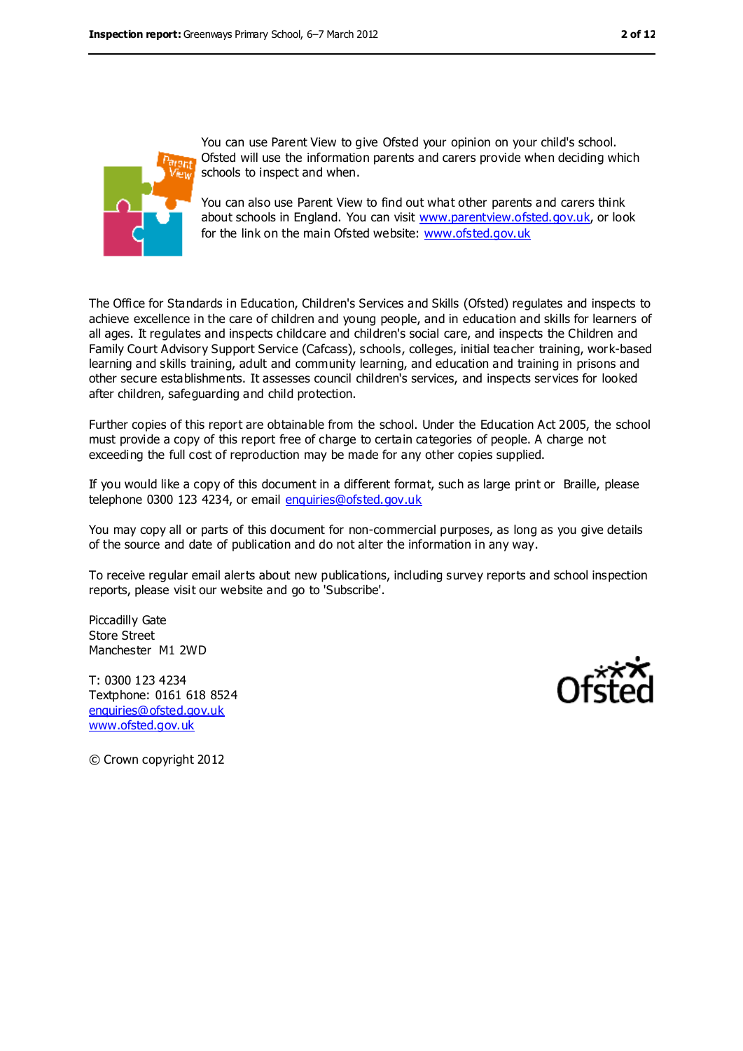You can use Parent View to give Ofsted your opinion on your child's school. Ofsted will use the information parents and carers provide when deciding which schools to inspect and when.

You can also use Parent View to find out what other parents and carers think about schools in England. You can visit www.parentview.ofsted.gov.uk, or look for the link on the main Ofsted website: www.ofsted.gov.uk

The Office for Standards in Education, Children's Services and Skills (Ofsted) regulates and inspects to achieve excellence in the care of children and young people, and in education and skills for learners of all ages. It regulates and inspects childcare and children's social care, and inspects the Children and Family Court Advisory Support Service (Cafcass), schools, colleges, initial teacher training, work-based learning and skills training, adult and community learning, and education and training in prisons and other secure establishments. It assesses council children's services, and inspects services for looked after children, safeguarding and child protection.

Further copies of this report are obtainable from the school. Under the Education Act 2005, the school must provide a copy of this report free of charge to certain categories of people. A charge not exceeding the full cost of reproduction may be made for any other copies supplied.

If you would like a copy of this document in a different format, such as large print or Braille, please telephone 0300 123 4234, or email enquiries@ofsted.gov.uk

You may copy all or parts of this document for non-commercial purposes, as long as you give details of the source and date of publication and do not alter the information in any way.

To receive regular email alerts about new publications, including survey reports and school inspection reports, please visit our website and go to 'Subscribe'.

Piccadilly Gate
Store Street
Manchester M1 2WD

T: 0300 123 4234
Textphone: 0161 618 8524
enquiries@ofsted.gov.uk
www.ofsted.gov.uk

© Crown copyright 2012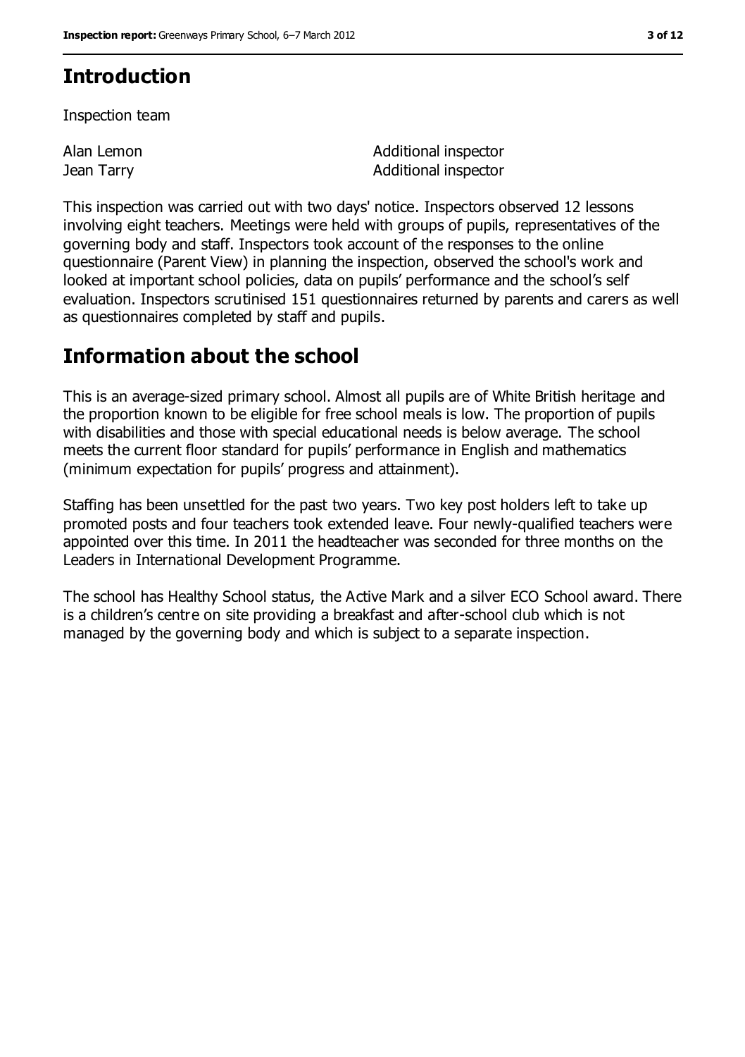## Introduction

Inspection team

| | |
|---|---|
| Alan Lemon | Additional inspector |
| Jean Tarry | Additional inspector |

This inspection was carried out with two days' notice. Inspectors observed 12 lessons involving eight teachers. Meetings were held with groups of pupils, representatives of the governing body and staff. Inspectors took account of the responses to the online questionnaire (Parent View) in planning the inspection, observed the school's work and looked at important school policies, data on pupils' performance and the school's self evaluation. Inspectors scrutinised 151 questionnaires returned by parents and carers as well as questionnaires completed by staff and pupils.

## Information about the school

This is an average-sized primary school. Almost all pupils are of White British heritage and the proportion known to be eligible for free school meals is low. The proportion of pupils with disabilities and those with special educational needs is below average. The school meets the current floor standard for pupils' performance in English and mathematics (minimum expectation for pupils' progress and attainment).

Staffing has been unsettled for the past two years. Two key post holders left to take up promoted posts and four teachers took extended leave. Four newly-qualified teachers were appointed over this time. In 2011 the headteacher was seconded for three months on the Leaders in International Development Programme.

The school has Healthy School status, the Active Mark and a silver ECO School award. There is a children's centre on site providing a breakfast and after-school club which is not managed by the governing body and which is subject to a separate inspection.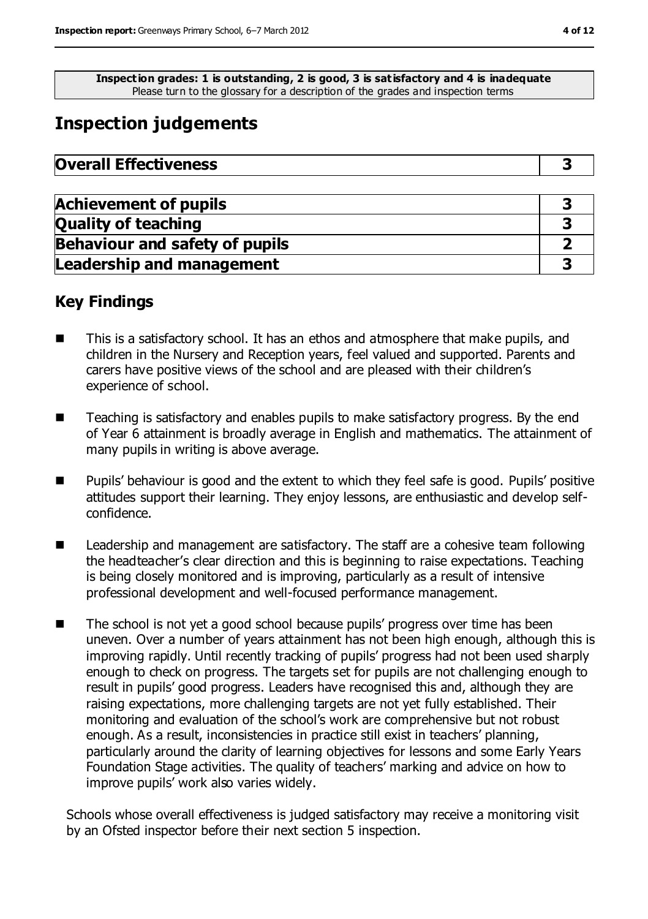**Inspection grades: 1 is outstanding, 2 is good, 3 is satisfactory and 4 is inadequate**
Please turn to the glossary for a description of the grades and inspection terms

# Inspection judgements

| Overall Effectiveness | 3 |
|---|---|

| Achievement of pupils | 3 |
|---|---|
| Quality of teaching | 3 |
| Behaviour and safety of pupils | 2 |
| Leadership and management | 3 |

## Key Findings

- This is a satisfactory school. It has an ethos and atmosphere that make pupils, and children in the Nursery and Reception years, feel valued and supported. Parents and carers have positive views of the school and are pleased with their children's experience of school.
- Teaching is satisfactory and enables pupils to make satisfactory progress. By the end of Year 6 attainment is broadly average in English and mathematics. The attainment of many pupils in writing is above average.
- Pupils' behaviour is good and the extent to which they feel safe is good. Pupils' positive attitudes support their learning. They enjoy lessons, are enthusiastic and develop self-confidence.
- Leadership and management are satisfactory. The staff are a cohesive team following the headteacher's clear direction and this is beginning to raise expectations. Teaching is being closely monitored and is improving, particularly as a result of intensive professional development and well-focused performance management.
- The school is not yet a good school because pupils' progress over time has been uneven. Over a number of years attainment has not been high enough, although this is improving rapidly. Until recently tracking of pupils' progress had not been used sharply enough to check on progress. The targets set for pupils are not challenging enough to result in pupils' good progress. Leaders have recognised this and, although they are raising expectations, more challenging targets are not yet fully established. Their monitoring and evaluation of the school's work are comprehensive but not robust enough. As a result, inconsistencies in practice still exist in teachers' planning, particularly around the clarity of learning objectives for lessons and some Early Years Foundation Stage activities. The quality of teachers' marking and advice on how to improve pupils' work also varies widely.

Schools whose overall effectiveness is judged satisfactory may receive a monitoring visit by an Ofsted inspector before their next section 5 inspection.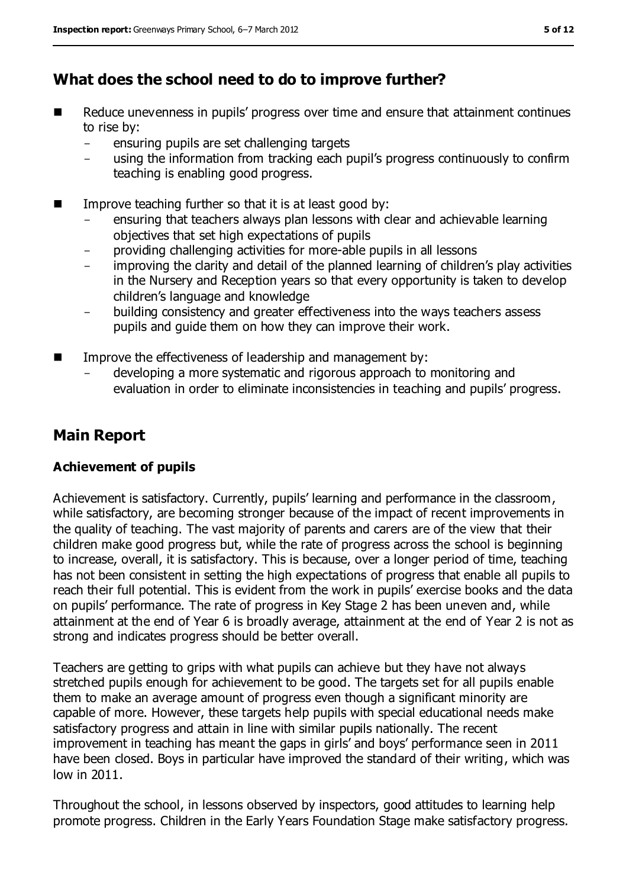## What does the school need to do to improve further?

- Reduce unevenness in pupils' progress over time and ensure that attainment continues to rise by:
  - ensuring pupils are set challenging targets
  - using the information from tracking each pupil's progress continuously to confirm teaching is enabling good progress.
- Improve teaching further so that it is at least good by:
  - ensuring that teachers always plan lessons with clear and achievable learning objectives that set high expectations of pupils
  - providing challenging activities for more-able pupils in all lessons
  - improving the clarity and detail of the planned learning of children's play activities in the Nursery and Reception years so that every opportunity is taken to develop children's language and knowledge
  - building consistency and greater effectiveness into the ways teachers assess pupils and guide them on how they can improve their work.
- Improve the effectiveness of leadership and management by:
  - developing a more systematic and rigorous approach to monitoring and evaluation in order to eliminate inconsistencies in teaching and pupils' progress.

## Main Report

### Achievement of pupils

Achievement is satisfactory. Currently, pupils' learning and performance in the classroom, while satisfactory, are becoming stronger because of the impact of recent improvements in the quality of teaching. The vast majority of parents and carers are of the view that their children make good progress but, while the rate of progress across the school is beginning to increase, overall, it is satisfactory. This is because, over a longer period of time, teaching has not been consistent in setting the high expectations of progress that enable all pupils to reach their full potential. This is evident from the work in pupils' exercise books and the data on pupils' performance. The rate of progress in Key Stage 2 has been uneven and, while attainment at the end of Year 6 is broadly average, attainment at the end of Year 2 is not as strong and indicates progress should be better overall.

Teachers are getting to grips with what pupils can achieve but they have not always stretched pupils enough for achievement to be good. The targets set for all pupils enable them to make an average amount of progress even though a significant minority are capable of more. However, these targets help pupils with special educational needs make satisfactory progress and attain in line with similar pupils nationally. The recent improvement in teaching has meant the gaps in girls' and boys' performance seen in 2011 have been closed. Boys in particular have improved the standard of their writing, which was low in 2011.

Throughout the school, in lessons observed by inspectors, good attitudes to learning help promote progress. Children in the Early Years Foundation Stage make satisfactory progress.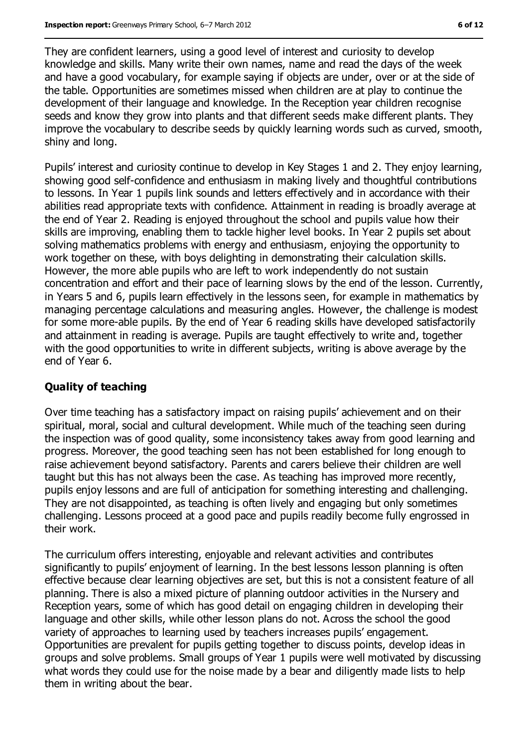They are confident learners, using a good level of interest and curiosity to develop knowledge and skills. Many write their own names, name and read the days of the week and have a good vocabulary, for example saying if objects are under, over or at the side of the table. Opportunities are sometimes missed when children are at play to continue the development of their language and knowledge. In the Reception year children recognise seeds and know they grow into plants and that different seeds make different plants. They improve the vocabulary to describe seeds by quickly learning words such as curved, smooth, shiny and long.

Pupils' interest and curiosity continue to develop in Key Stages 1 and 2. They enjoy learning, showing good self-confidence and enthusiasm in making lively and thoughtful contributions to lessons. In Year 1 pupils link sounds and letters effectively and in accordance with their abilities read appropriate texts with confidence. Attainment in reading is broadly average at the end of Year 2. Reading is enjoyed throughout the school and pupils value how their skills are improving, enabling them to tackle higher level books. In Year 2 pupils set about solving mathematics problems with energy and enthusiasm, enjoying the opportunity to work together on these, with boys delighting in demonstrating their calculation skills. However, the more able pupils who are left to work independently do not sustain concentration and effort and their pace of learning slows by the end of the lesson. Currently, in Years 5 and 6, pupils learn effectively in the lessons seen, for example in mathematics by managing percentage calculations and measuring angles. However, the challenge is modest for some more-able pupils. By the end of Year 6 reading skills have developed satisfactorily and attainment in reading is average. Pupils are taught effectively to write and, together with the good opportunities to write in different subjects, writing is above average by the end of Year 6.

## Quality of teaching

Over time teaching has a satisfactory impact on raising pupils' achievement and on their spiritual, moral, social and cultural development. While much of the teaching seen during the inspection was of good quality, some inconsistency takes away from good learning and progress. Moreover, the good teaching seen has not been established for long enough to raise achievement beyond satisfactory. Parents and carers believe their children are well taught but this has not always been the case. As teaching has improved more recently, pupils enjoy lessons and are full of anticipation for something interesting and challenging. They are not disappointed, as teaching is often lively and engaging but only sometimes challenging. Lessons proceed at a good pace and pupils readily become fully engrossed in their work.

The curriculum offers interesting, enjoyable and relevant activities and contributes significantly to pupils' enjoyment of learning. In the best lessons lesson planning is often effective because clear learning objectives are set, but this is not a consistent feature of all planning. There is also a mixed picture of planning outdoor activities in the Nursery and Reception years, some of which has good detail on engaging children in developing their language and other skills, while other lesson plans do not. Across the school the good variety of approaches to learning used by teachers increases pupils' engagement. Opportunities are prevalent for pupils getting together to discuss points, develop ideas in groups and solve problems. Small groups of Year 1 pupils were well motivated by discussing what words they could use for the noise made by a bear and diligently made lists to help them in writing about the bear.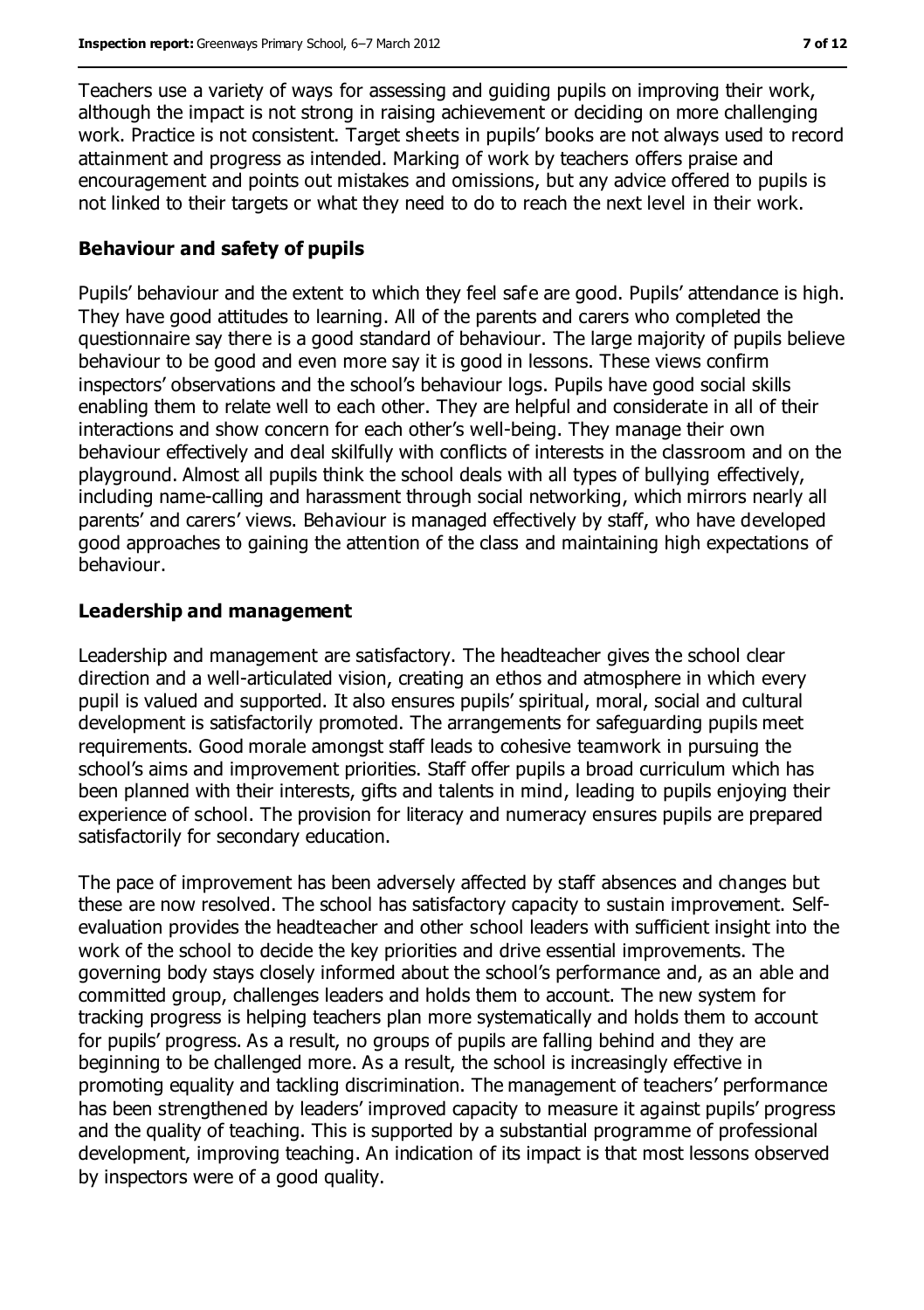Teachers use a variety of ways for assessing and guiding pupils on improving their work, although the impact is not strong in raising achievement or deciding on more challenging work. Practice is not consistent. Target sheets in pupils' books are not always used to record attainment and progress as intended. Marking of work by teachers offers praise and encouragement and points out mistakes and omissions, but any advice offered to pupils is not linked to their targets or what they need to do to reach the next level in their work.

### Behaviour and safety of pupils

Pupils' behaviour and the extent to which they feel safe are good. Pupils' attendance is high. They have good attitudes to learning. All of the parents and carers who completed the questionnaire say there is a good standard of behaviour. The large majority of pupils believe behaviour to be good and even more say it is good in lessons. These views confirm inspectors' observations and the school's behaviour logs. Pupils have good social skills enabling them to relate well to each other. They are helpful and considerate in all of their interactions and show concern for each other's well-being. They manage their own behaviour effectively and deal skilfully with conflicts of interests in the classroom and on the playground. Almost all pupils think the school deals with all types of bullying effectively, including name-calling and harassment through social networking, which mirrors nearly all parents' and carers' views. Behaviour is managed effectively by staff, who have developed good approaches to gaining the attention of the class and maintaining high expectations of behaviour.

### Leadership and management

Leadership and management are satisfactory. The headteacher gives the school clear direction and a well-articulated vision, creating an ethos and atmosphere in which every pupil is valued and supported. It also ensures pupils' spiritual, moral, social and cultural development is satisfactorily promoted. The arrangements for safeguarding pupils meet requirements. Good morale amongst staff leads to cohesive teamwork in pursuing the school's aims and improvement priorities. Staff offer pupils a broad curriculum which has been planned with their interests, gifts and talents in mind, leading to pupils enjoying their experience of school. The provision for literacy and numeracy ensures pupils are prepared satisfactorily for secondary education.

The pace of improvement has been adversely affected by staff absences and changes but these are now resolved. The school has satisfactory capacity to sustain improvement. Self-evaluation provides the headteacher and other school leaders with sufficient insight into the work of the school to decide the key priorities and drive essential improvements. The governing body stays closely informed about the school's performance and, as an able and committed group, challenges leaders and holds them to account. The new system for tracking progress is helping teachers plan more systematically and holds them to account for pupils' progress. As a result, no groups of pupils are falling behind and they are beginning to be challenged more. As a result, the school is increasingly effective in promoting equality and tackling discrimination. The management of teachers' performance has been strengthened by leaders' improved capacity to measure it against pupils' progress and the quality of teaching. This is supported by a substantial programme of professional development, improving teaching. An indication of its impact is that most lessons observed by inspectors were of a good quality.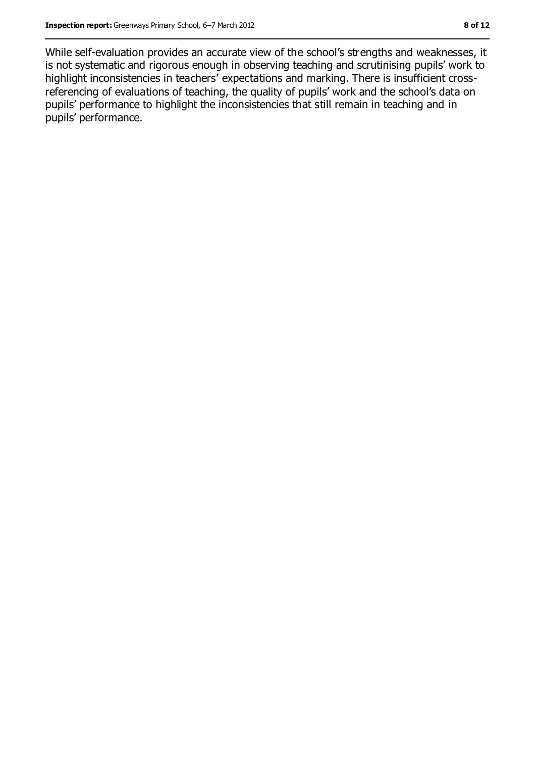While self-evaluation provides an accurate view of the school's strengths and weaknesses, it is not systematic and rigorous enough in observing teaching and scrutinising pupils' work to highlight inconsistencies in teachers' expectations and marking. There is insufficient cross-referencing of evaluations of teaching, the quality of pupils' work and the school's data on pupils' performance to highlight the inconsistencies that still remain in teaching and in pupils' performance.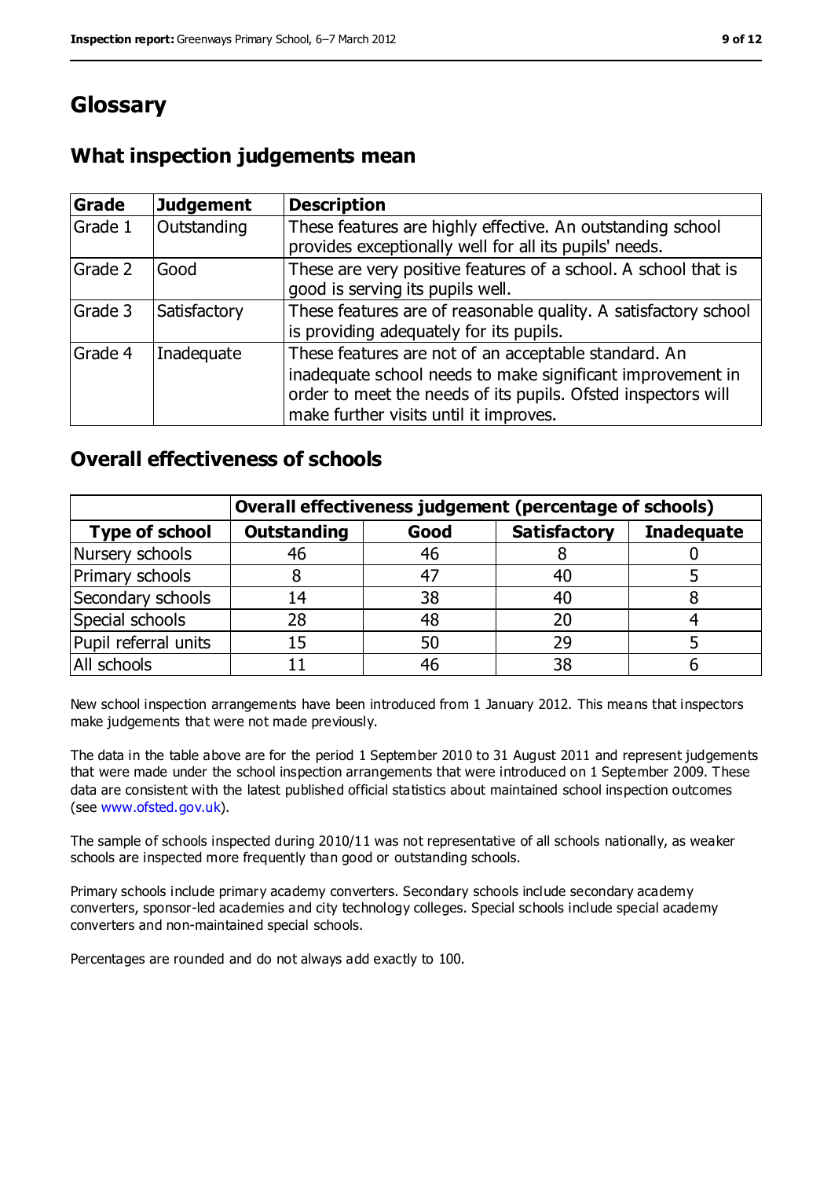# Glossary

## What inspection judgements mean

| Grade | Judgement | Description |
|---|---|---|
| Grade 1 | Outstanding | These features are highly effective. An outstanding school provides exceptionally well for all its pupils' needs. |
| Grade 2 | Good | These are very positive features of a school. A school that is good is serving its pupils well. |
| Grade 3 | Satisfactory | These features are of reasonable quality. A satisfactory school is providing adequately for its pupils. |
| Grade 4 | Inadequate | These features are not of an acceptable standard. An inadequate school needs to make significant improvement in order to meet the needs of its pupils. Ofsted inspectors will make further visits until it improves. |

## Overall effectiveness of schools

| | Overall effectiveness judgement (percentage of schools) | | | |
|---|---|---|---|---|
| **Type of school** | **Outstanding** | **Good** | **Satisfactory** | **Inadequate** |
| Nursery schools | 46 | 46 | 8 | 0 |
| Primary schools | 8 | 47 | 40 | 5 |
| Secondary schools | 14 | 38 | 40 | 8 |
| Special schools | 28 | 48 | 20 | 4 |
| Pupil referral units | 15 | 50 | 29 | 5 |
| All schools | 11 | 46 | 38 | 6 |

New school inspection arrangements have been introduced from 1 January 2012. This means that inspectors make judgements that were not made previously.

The data in the table above are for the period 1 September 2010 to 31 August 2011 and represent judgements that were made under the school inspection arrangements that were introduced on 1 September 2009. These data are consistent with the latest published official statistics about maintained school inspection outcomes (see www.ofsted.gov.uk).

The sample of schools inspected during 2010/11 was not representative of all schools nationally, as weaker schools are inspected more frequently than good or outstanding schools.

Primary schools include primary academy converters. Secondary schools include secondary academy converters, sponsor-led academies and city technology colleges. Special schools include special academy converters and non-maintained special schools.

Percentages are rounded and do not always add exactly to 100.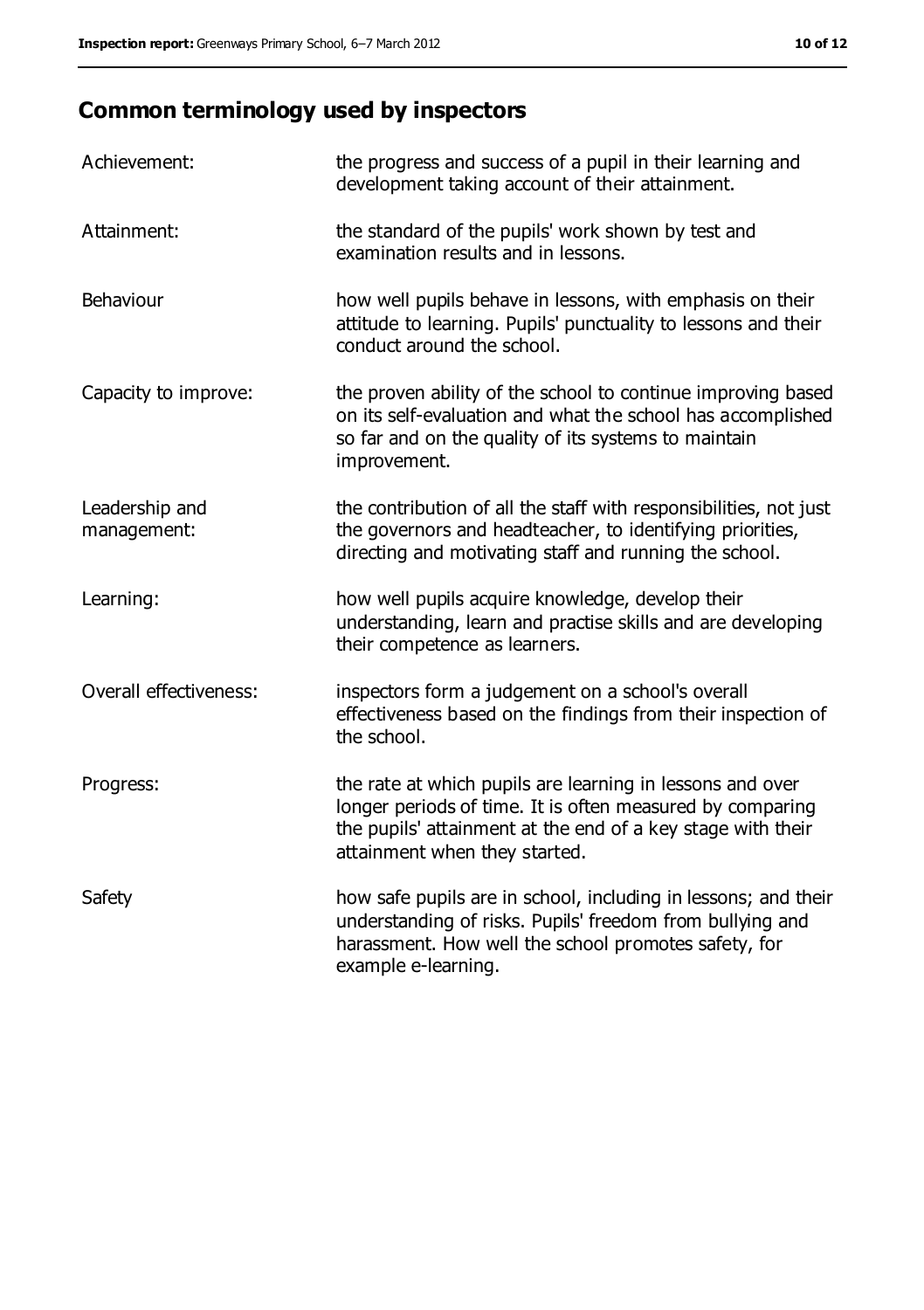## Common terminology used by inspectors

| | |
|---|---|
| Achievement: | the progress and success of a pupil in their learning and development taking account of their attainment. |
| Attainment: | the standard of the pupils' work shown by test and examination results and in lessons. |
| Behaviour | how well pupils behave in lessons, with emphasis on their attitude to learning. Pupils' punctuality to lessons and their conduct around the school. |
| Capacity to improve: | the proven ability of the school to continue improving based on its self-evaluation and what the school has accomplished so far and on the quality of its systems to maintain improvement. |
| Leadership and management: | the contribution of all the staff with responsibilities, not just the governors and headteacher, to identifying priorities, directing and motivating staff and running the school. |
| Learning: | how well pupils acquire knowledge, develop their understanding, learn and practise skills and are developing their competence as learners. |
| Overall effectiveness: | inspectors form a judgement on a school's overall effectiveness based on the findings from their inspection of the school. |
| Progress: | the rate at which pupils are learning in lessons and over longer periods of time. It is often measured by comparing the pupils' attainment at the end of a key stage with their attainment when they started. |
| Safety | how safe pupils are in school, including in lessons; and their understanding of risks. Pupils' freedom from bullying and harassment. How well the school promotes safety, for example e-learning. |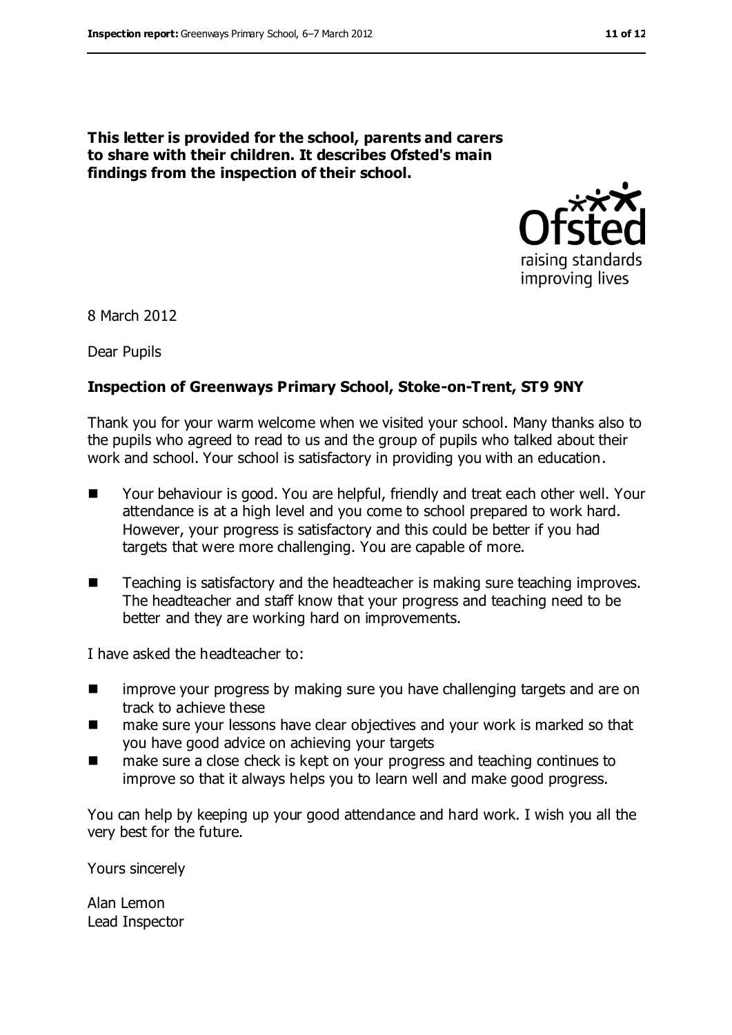**This letter is provided for the school, parents and carers to share with their children. It describes Ofsted's main findings from the inspection of their school.**

8 March 2012

Dear Pupils

**Inspection of Greenways Primary School, Stoke-on-Trent, ST9 9NY**

Thank you for your warm welcome when we visited your school. Many thanks also to the pupils who agreed to read to us and the group of pupils who talked about their work and school. Your school is satisfactory in providing you with an education.

- Your behaviour is good. You are helpful, friendly and treat each other well. Your attendance is at a high level and you come to school prepared to work hard. However, your progress is satisfactory and this could be better if you had targets that were more challenging. You are capable of more.
- Teaching is satisfactory and the headteacher is making sure teaching improves. The headteacher and staff know that your progress and teaching need to be better and they are working hard on improvements.

I have asked the headteacher to:

- improve your progress by making sure you have challenging targets and are on track to achieve these
- make sure your lessons have clear objectives and your work is marked so that you have good advice on achieving your targets
- make sure a close check is kept on your progress and teaching continues to improve so that it always helps you to learn well and make good progress.

You can help by keeping up your good attendance and hard work. I wish you all the very best for the future.

Yours sincerely

Alan Lemon
Lead Inspector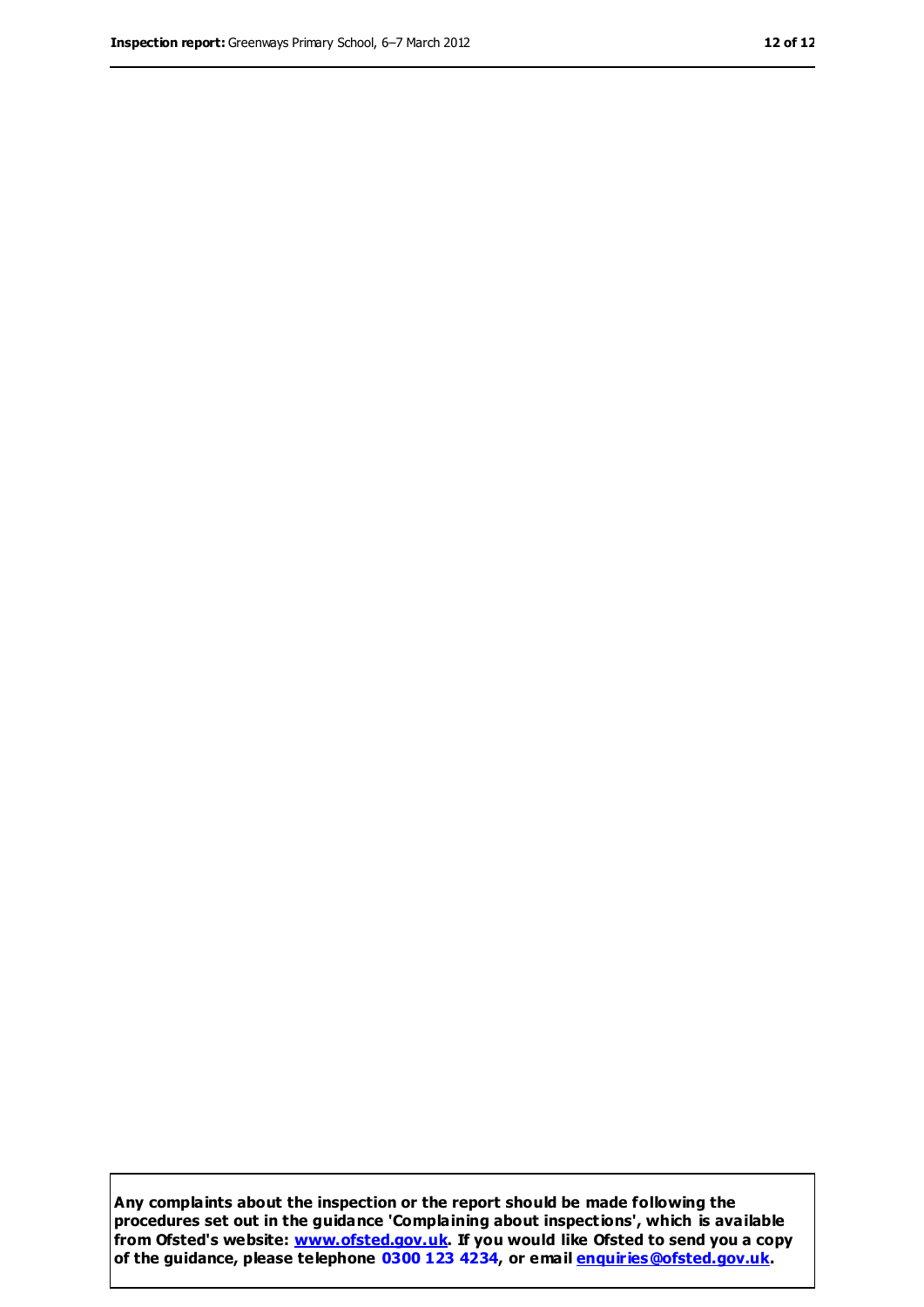**Any complaints about the inspection or the report should be made following the procedures set out in the guidance 'Complaining about inspections', which is available from Ofsted's website: [www.ofsted.gov.uk](http://www.ofsted.gov.uk). If you would like Ofsted to send you a copy of the guidance, please telephone 0300 123 4234, or email [enquiries@ofsted.gov.uk](mailto:enquiries@ofsted.gov.uk).**